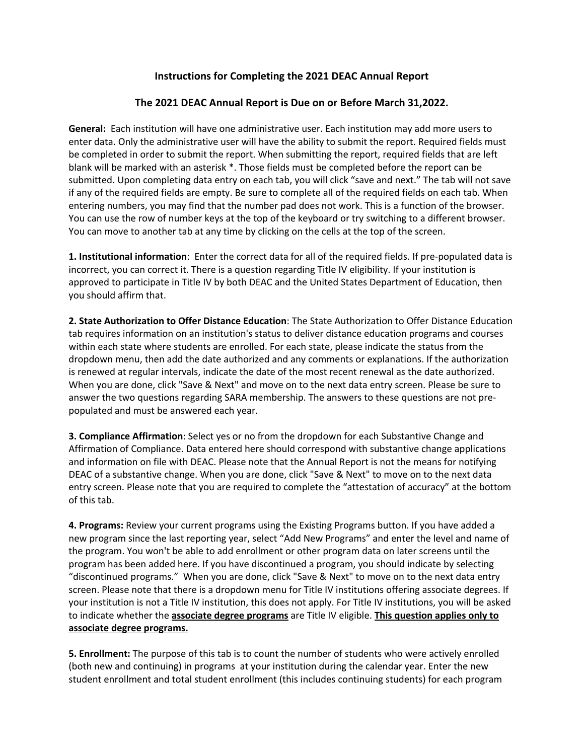# Instructions for Completing the 2021 DEAC Annual Report

## The 2021 DEAC Annual Report is Due on or Before March 31,2022.

**General:** Each institution will have one administrative user. Each institution may add more users to enter data. Only the administrative user will have the ability to submit the report. Required fields must be completed in order to submit the report. When submitting the report, required fields that are left blank will be marked with an asterisk *. Those fields must be completed before the report can be submitted. Upon completing data entry on each tab, you will click "save and next." The tab will not save if any of the required fields are empty. Be sure to complete all of the required fields on each tab. When entering numbers, you may find that the number pad does not work. This is a function of the browser. You can use the row of number keys at the top of the keyboard or try switching to a different browser. You can move to another tab at any time by clicking on the cells at the top of the screen.

**1. Institutional information**: Enter the correct data for all of the required fields. If pre-populated data is incorrect, you can correct it. There is a question regarding Title IV eligibility. If your institution is approved to participate in Title IV by both DEAC and the United States Department of Education, then you should affirm that.

**2. State Authorization to Offer Distance Education**: The State Authorization to Offer Distance Education tab requires information on an institution's status to deliver distance education programs and courses within each state where students are enrolled. For each state, please indicate the status from the dropdown menu, then add the date authorized and any comments or explanations. If the authorization is renewed at regular intervals, indicate the date of the most recent renewal as the date authorized. When you are done, click "Save & Next" and move on to the next data entry screen. Please be sure to answer the two questions regarding SARA membership. The answers to these questions are not pre-populated and must be answered each year.

**3. Compliance Affirmation**: Select yes or no from the dropdown for each Substantive Change and Affirmation of Compliance. Data entered here should correspond with substantive change applications and information on file with DEAC. Please note that the Annual Report is not the means for notifying DEAC of a substantive change. When you are done, click "Save & Next" to move on to the next data entry screen. Please note that you are required to complete the "attestation of accuracy" at the bottom of this tab.

**4. Programs:** Review your current programs using the Existing Programs button. If you have added a new program since the last reporting year, select "Add New Programs" and enter the level and name of the program. You won't be able to add enrollment or other program data on later screens until the program has been added here. If you have discontinued a program, you should indicate by selecting "discontinued programs." When you are done, click "Save & Next" to move on to the next data entry screen. Please note that there is a dropdown menu for Title IV institutions offering associate degrees. If your institution is not a Title IV institution, this does not apply. For Title IV institutions, you will be asked to indicate whether the **associate degree programs** are Title IV eligible. **This question applies only to associate degree programs.**

**5. Enrollment:** The purpose of this tab is to count the number of students who were actively enrolled (both new and continuing) in programs at your institution during the calendar year. Enter the new student enrollment and total student enrollment (this includes continuing students) for each program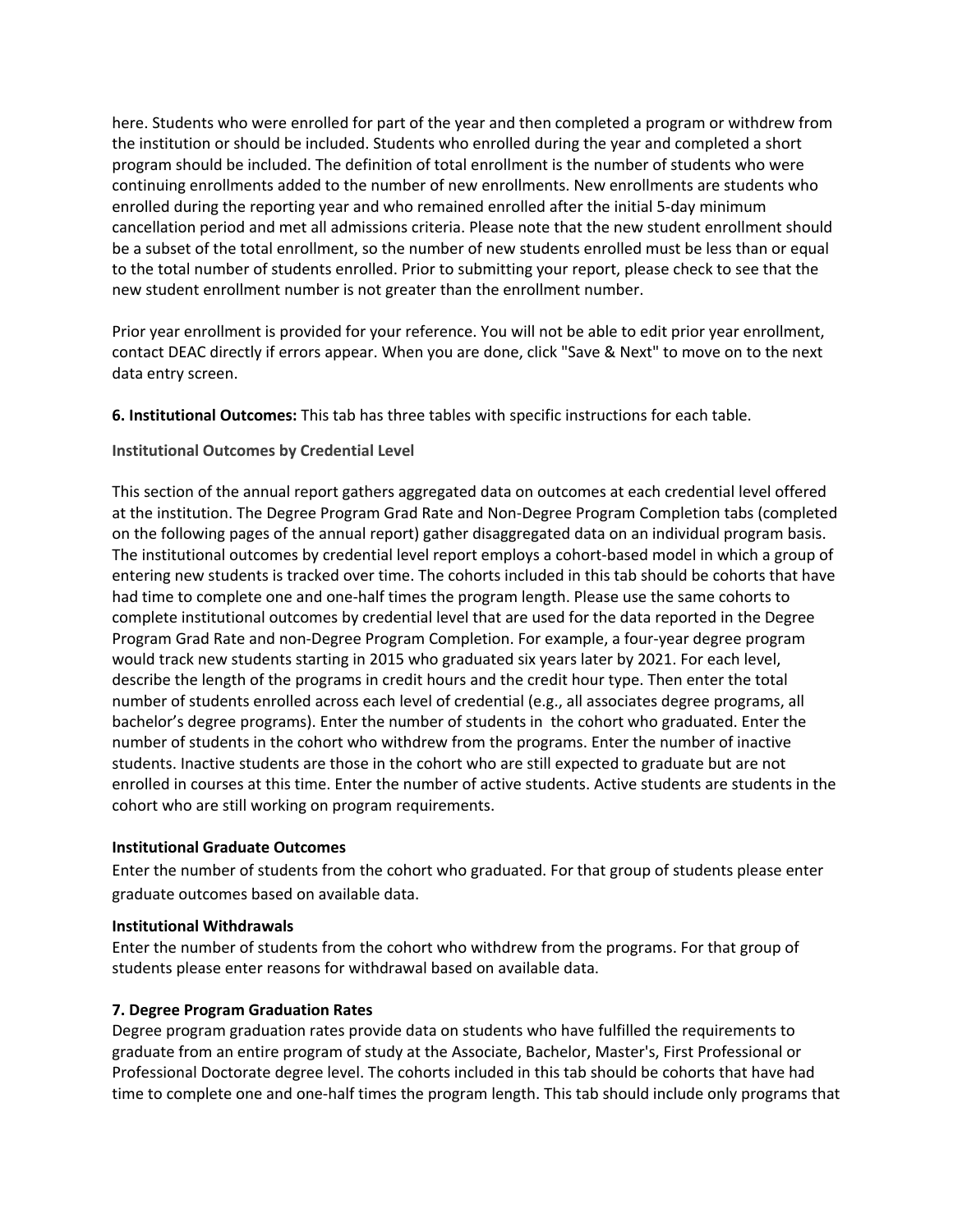here. Students who were enrolled for part of the year and then completed a program or withdrew from the institution or should be included. Students who enrolled during the year and completed a short program should be included. The definition of total enrollment is the number of students who were continuing enrollments added to the number of new enrollments. New enrollments are students who enrolled during the reporting year and who remained enrolled after the initial 5-day minimum cancellation period and met all admissions criteria. Please note that the new student enrollment should be a subset of the total enrollment, so the number of new students enrolled must be less than or equal to the total number of students enrolled. Prior to submitting your report, please check to see that the new student enrollment number is not greater than the enrollment number.

Prior year enrollment is provided for your reference. You will not be able to edit prior year enrollment, contact DEAC directly if errors appear. When you are done, click "Save & Next" to move on to the next data entry screen.

**6. Institutional Outcomes:** This tab has three tables with specific instructions for each table.

**Institutional Outcomes by Credential Level**

This section of the annual report gathers aggregated data on outcomes at each credential level offered at the institution. The Degree Program Grad Rate and Non-Degree Program Completion tabs (completed on the following pages of the annual report) gather disaggregated data on an individual program basis. The institutional outcomes by credential level report employs a cohort-based model in which a group of entering new students is tracked over time. The cohorts included in this tab should be cohorts that have had time to complete one and one-half times the program length. Please use the same cohorts to complete institutional outcomes by credential level that are used for the data reported in the Degree Program Grad Rate and non-Degree Program Completion. For example, a four-year degree program would track new students starting in 2015 who graduated six years later by 2021. For each level, describe the length of the programs in credit hours and the credit hour type. Then enter the total number of students enrolled across each level of credential (e.g., all associates degree programs, all bachelor's degree programs). Enter the number of students in the cohort who graduated. Enter the number of students in the cohort who withdrew from the programs. Enter the number of inactive students. Inactive students are those in the cohort who are still expected to graduate but are not enrolled in courses at this time. Enter the number of active students. Active students are students in the cohort who are still working on program requirements.

**Institutional Graduate Outcomes**

Enter the number of students from the cohort who graduated. For that group of students please enter graduate outcomes based on available data.

**Institutional Withdrawals**

Enter the number of students from the cohort who withdrew from the programs. For that group of students please enter reasons for withdrawal based on available data.

**7. Degree Program Graduation Rates**

Degree program graduation rates provide data on students who have fulfilled the requirements to graduate from an entire program of study at the Associate, Bachelor, Master's, First Professional or Professional Doctorate degree level. The cohorts included in this tab should be cohorts that have had time to complete one and one-half times the program length. This tab should include only programs that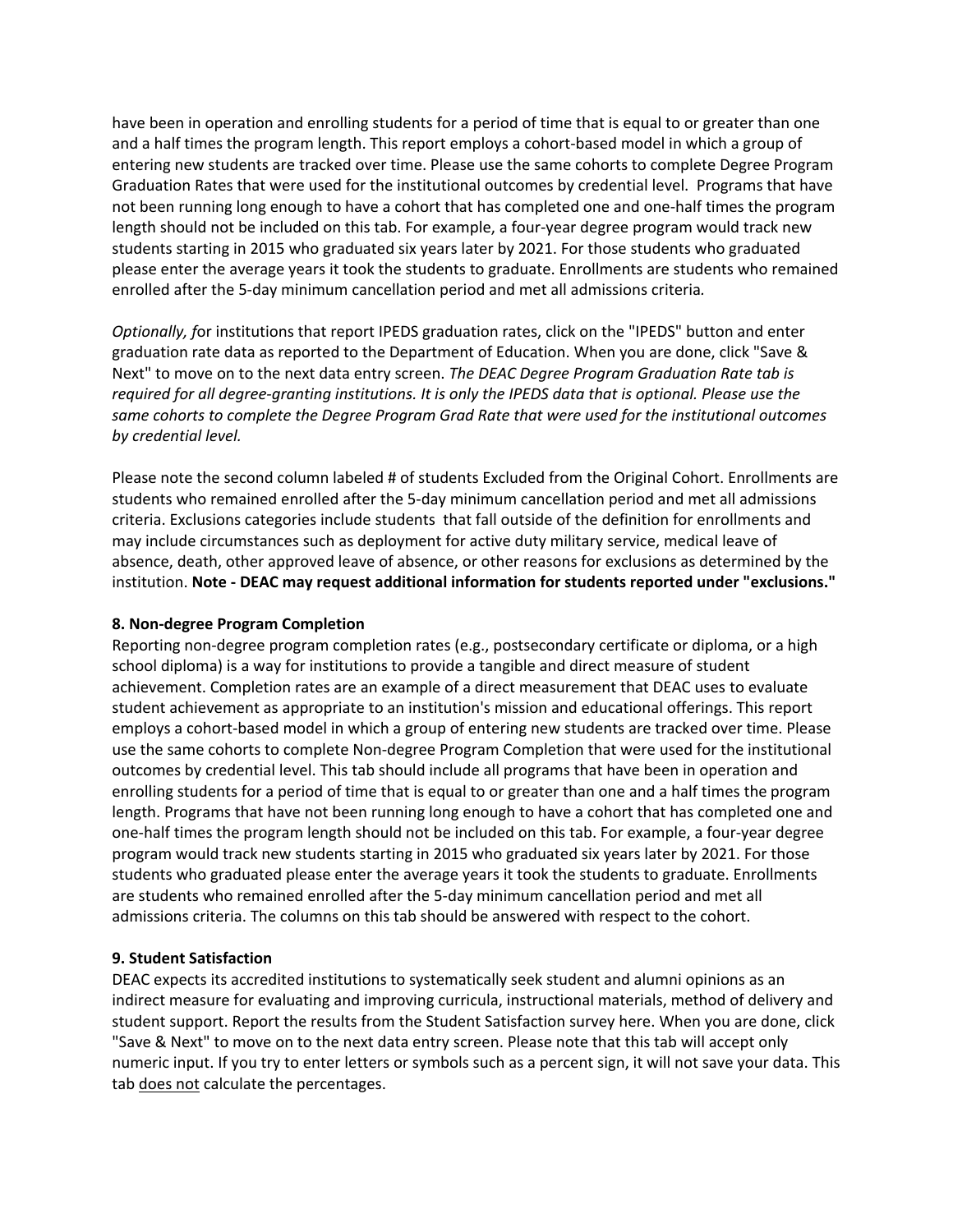have been in operation and enrolling students for a period of time that is equal to or greater than one and a half times the program length. This report employs a cohort-based model in which a group of entering new students are tracked over time. Please use the same cohorts to complete Degree Program Graduation Rates that were used for the institutional outcomes by credential level. Programs that have not been running long enough to have a cohort that has completed one and one-half times the program length should not be included on this tab. For example, a four-year degree program would track new students starting in 2015 who graduated six years later by 2021. For those students who graduated please enter the average years it took the students to graduate. Enrollments are students who remained enrolled after the 5-day minimum cancellation period and met all admissions criteria.

*Optionally, f*or institutions that report IPEDS graduation rates, click on the "IPEDS" button and enter graduation rate data as reported to the Department of Education. When you are done, click "Save & Next" to move on to the next data entry screen. *The DEAC Degree Program Graduation Rate tab is required for all degree-granting institutions. It is only the IPEDS data that is optional. Please use the same cohorts to complete the Degree Program Grad Rate that were used for the institutional outcomes by credential level.*

Please note the second column labeled # of students Excluded from the Original Cohort. Enrollments are students who remained enrolled after the 5-day minimum cancellation period and met all admissions criteria. Exclusions categories include students that fall outside of the definition for enrollments and may include circumstances such as deployment for active duty military service, medical leave of absence, death, other approved leave of absence, or other reasons for exclusions as determined by the institution. **Note - DEAC may request additional information for students reported under "exclusions."**

### 8. Non-degree Program Completion

Reporting non-degree program completion rates (e.g., postsecondary certificate or diploma, or a high school diploma) is a way for institutions to provide a tangible and direct measure of student achievement. Completion rates are an example of a direct measurement that DEAC uses to evaluate student achievement as appropriate to an institution's mission and educational offerings. This report employs a cohort-based model in which a group of entering new students are tracked over time. Please use the same cohorts to complete Non-degree Program Completion that were used for the institutional outcomes by credential level. This tab should include all programs that have been in operation and enrolling students for a period of time that is equal to or greater than one and a half times the program length. Programs that have not been running long enough to have a cohort that has completed one and one-half times the program length should not be included on this tab. For example, a four-year degree program would track new students starting in 2015 who graduated six years later by 2021. For those students who graduated please enter the average years it took the students to graduate. Enrollments are students who remained enrolled after the 5-day minimum cancellation period and met all admissions criteria. The columns on this tab should be answered with respect to the cohort.

### 9. Student Satisfaction

DEAC expects its accredited institutions to systematically seek student and alumni opinions as an indirect measure for evaluating and improving curricula, instructional materials, method of delivery and student support. Report the results from the Student Satisfaction survey here. When you are done, click "Save & Next" to move on to the next data entry screen. Please note that this tab will accept only numeric input. If you try to enter letters or symbols such as a percent sign, it will not save your data. This tab <u>does not</u> calculate the percentages.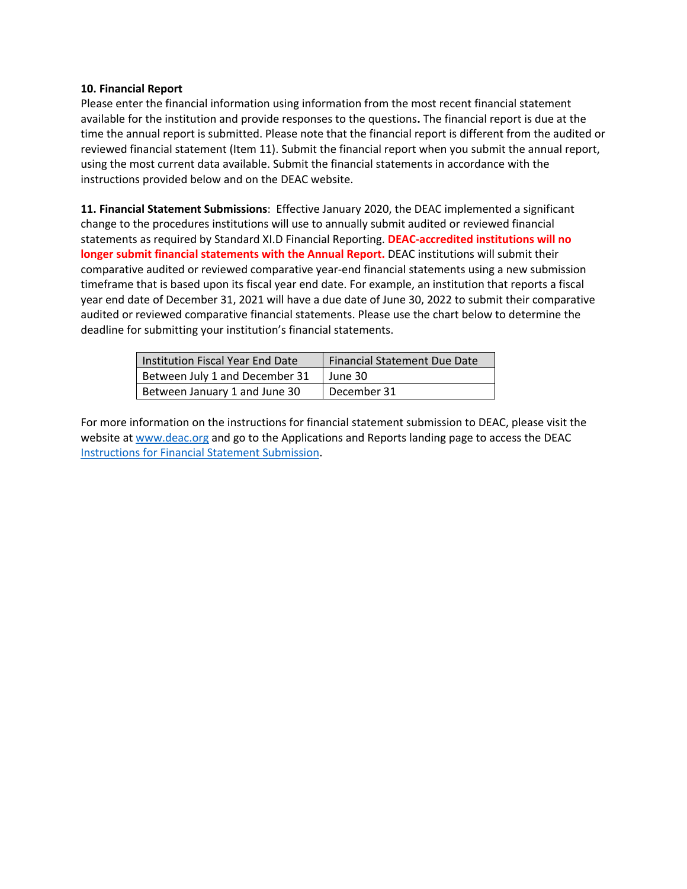**10. Financial Report**

Please enter the financial information using information from the most recent financial statement available for the institution and provide responses to the questions**.** The financial report is due at the time the annual report is submitted. Please note that the financial report is different from the audited or reviewed financial statement (Item 11). Submit the financial report when you submit the annual report, using the most current data available. Submit the financial statements in accordance with the instructions provided below and on the DEAC website.

**11. Financial Statement Submissions**: Effective January 2020, the DEAC implemented a significant change to the procedures institutions will use to annually submit audited or reviewed financial statements as required by Standard XI.D Financial Reporting. **DEAC-accredited institutions will no longer submit financial statements with the Annual Report.** DEAC institutions will submit their comparative audited or reviewed comparative year-end financial statements using a new submission timeframe that is based upon its fiscal year end date. For example, an institution that reports a fiscal year end date of December 31, 2021 will have a due date of June 30, 2022 to submit their comparative audited or reviewed comparative financial statements. Please use the chart below to determine the deadline for submitting your institution's financial statements.

| Institution Fiscal Year End Date | Financial Statement Due Date |
| --- | --- |
| Between July 1 and December 31 | June 30 |
| Between January 1 and June 30 | December 31 |

For more information on the instructions for financial statement submission to DEAC, please visit the website at www.deac.org and go to the Applications and Reports landing page to access the DEAC Instructions for Financial Statement Submission.